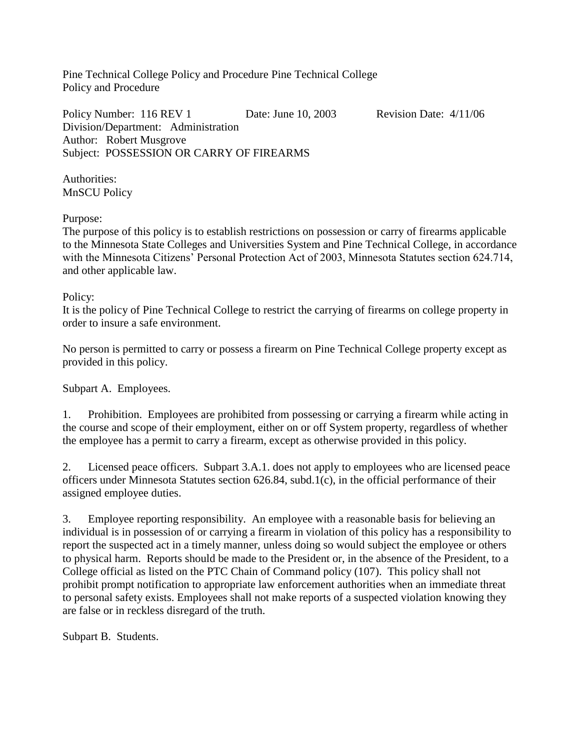Pine Technical College Policy and Procedure Pine Technical College
Policy and Procedure

Policy Number: 116 REV 1 Date: June 10, 2003 Revision Date: 4/11/06
Division/Department: Administration
Author: Robert Musgrove
Subject: POSSESSION OR CARRY OF FIREARMS

Authorities:
MnSCU Policy

Purpose:
The purpose of this policy is to establish restrictions on possession or carry of firearms applicable to the Minnesota State Colleges and Universities System and Pine Technical College, in accordance with the Minnesota Citizens' Personal Protection Act of 2003, Minnesota Statutes section 624.714, and other applicable law.

Policy:
It is the policy of Pine Technical College to restrict the carrying of firearms on college property in order to insure a safe environment.

No person is permitted to carry or possess a firearm on Pine Technical College property except as provided in this policy.

Subpart A. Employees.

1. Prohibition. Employees are prohibited from possessing or carrying a firearm while acting in the course and scope of their employment, either on or off System property, regardless of whether the employee has a permit to carry a firearm, except as otherwise provided in this policy.

2. Licensed peace officers. Subpart 3.A.1. does not apply to employees who are licensed peace officers under Minnesota Statutes section 626.84, subd.1(c), in the official performance of their assigned employee duties.

3. Employee reporting responsibility. An employee with a reasonable basis for believing an individual is in possession of or carrying a firearm in violation of this policy has a responsibility to report the suspected act in a timely manner, unless doing so would subject the employee or others to physical harm. Reports should be made to the President or, in the absence of the President, to a College official as listed on the PTC Chain of Command policy (107). This policy shall not prohibit prompt notification to appropriate law enforcement authorities when an immediate threat to personal safety exists. Employees shall not make reports of a suspected violation knowing they are false or in reckless disregard of the truth.

Subpart B. Students.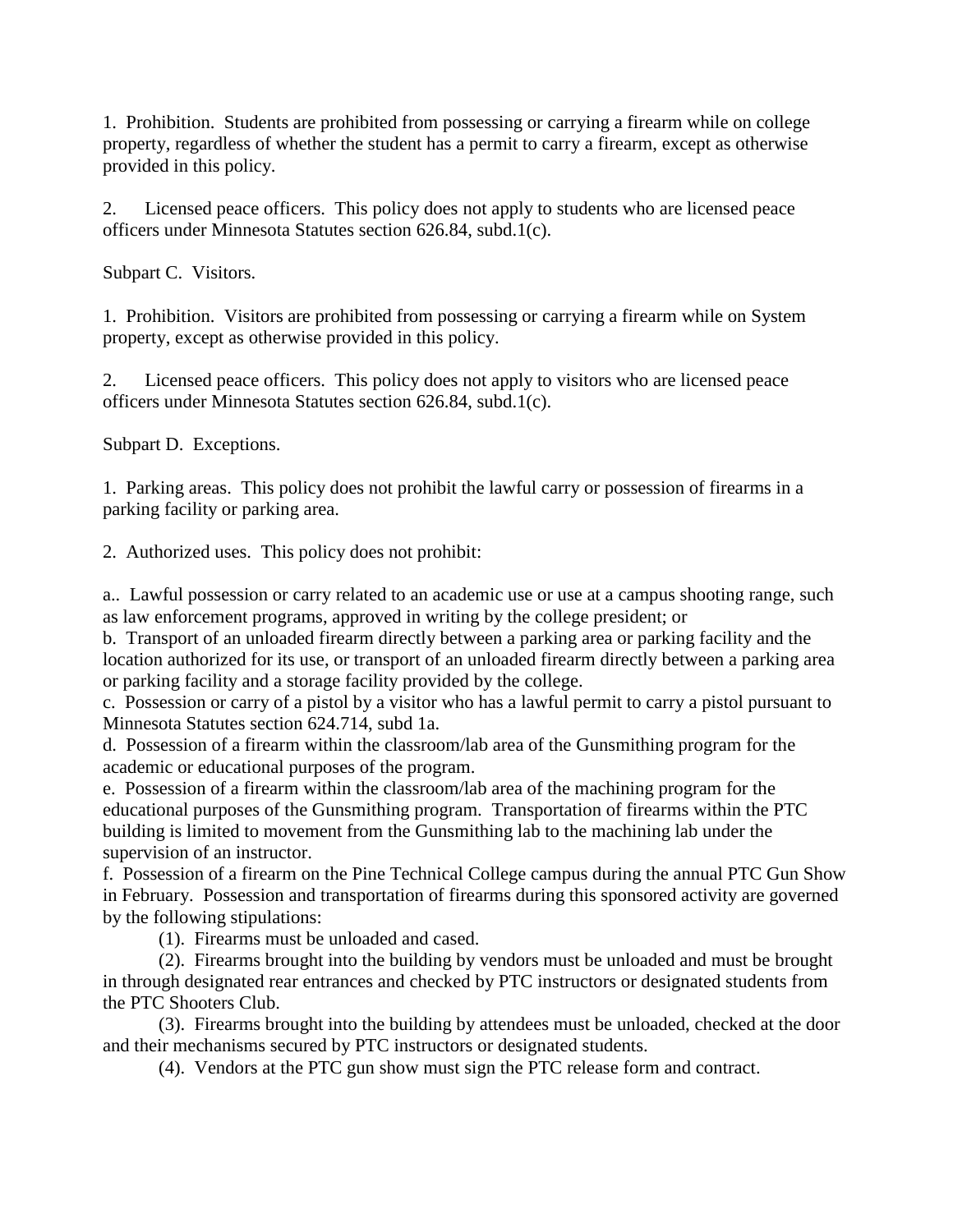1. Prohibition. Students are prohibited from possessing or carrying a firearm while on college property, regardless of whether the student has a permit to carry a firearm, except as otherwise provided in this policy.

2. Licensed peace officers. This policy does not apply to students who are licensed peace officers under Minnesota Statutes section 626.84, subd.1(c).

Subpart C. Visitors.

1. Prohibition. Visitors are prohibited from possessing or carrying a firearm while on System property, except as otherwise provided in this policy.

2. Licensed peace officers. This policy does not apply to visitors who are licensed peace officers under Minnesota Statutes section 626.84, subd.1(c).

Subpart D. Exceptions.

1. Parking areas. This policy does not prohibit the lawful carry or possession of firearms in a parking facility or parking area.

2. Authorized uses. This policy does not prohibit:

a.. Lawful possession or carry related to an academic use or use at a campus shooting range, such as law enforcement programs, approved in writing by the college president; or
b. Transport of an unloaded firearm directly between a parking area or parking facility and the location authorized for its use, or transport of an unloaded firearm directly between a parking area or parking facility and a storage facility provided by the college.
c. Possession or carry of a pistol by a visitor who has a lawful permit to carry a pistol pursuant to Minnesota Statutes section 624.714, subd 1a.
d. Possession of a firearm within the classroom/lab area of the Gunsmithing program for the academic or educational purposes of the program.
e. Possession of a firearm within the classroom/lab area of the machining program for the educational purposes of the Gunsmithing program. Transportation of firearms within the PTC building is limited to movement from the Gunsmithing lab to the machining lab under the supervision of an instructor.
f. Possession of a firearm on the Pine Technical College campus during the annual PTC Gun Show in February. Possession and transportation of firearms during this sponsored activity are governed by the following stipulations:

(1). Firearms must be unloaded and cased.

(2). Firearms brought into the building by vendors must be unloaded and must be brought in through designated rear entrances and checked by PTC instructors or designated students from the PTC Shooters Club.

(3). Firearms brought into the building by attendees must be unloaded, checked at the door and their mechanisms secured by PTC instructors or designated students.

(4). Vendors at the PTC gun show must sign the PTC release form and contract.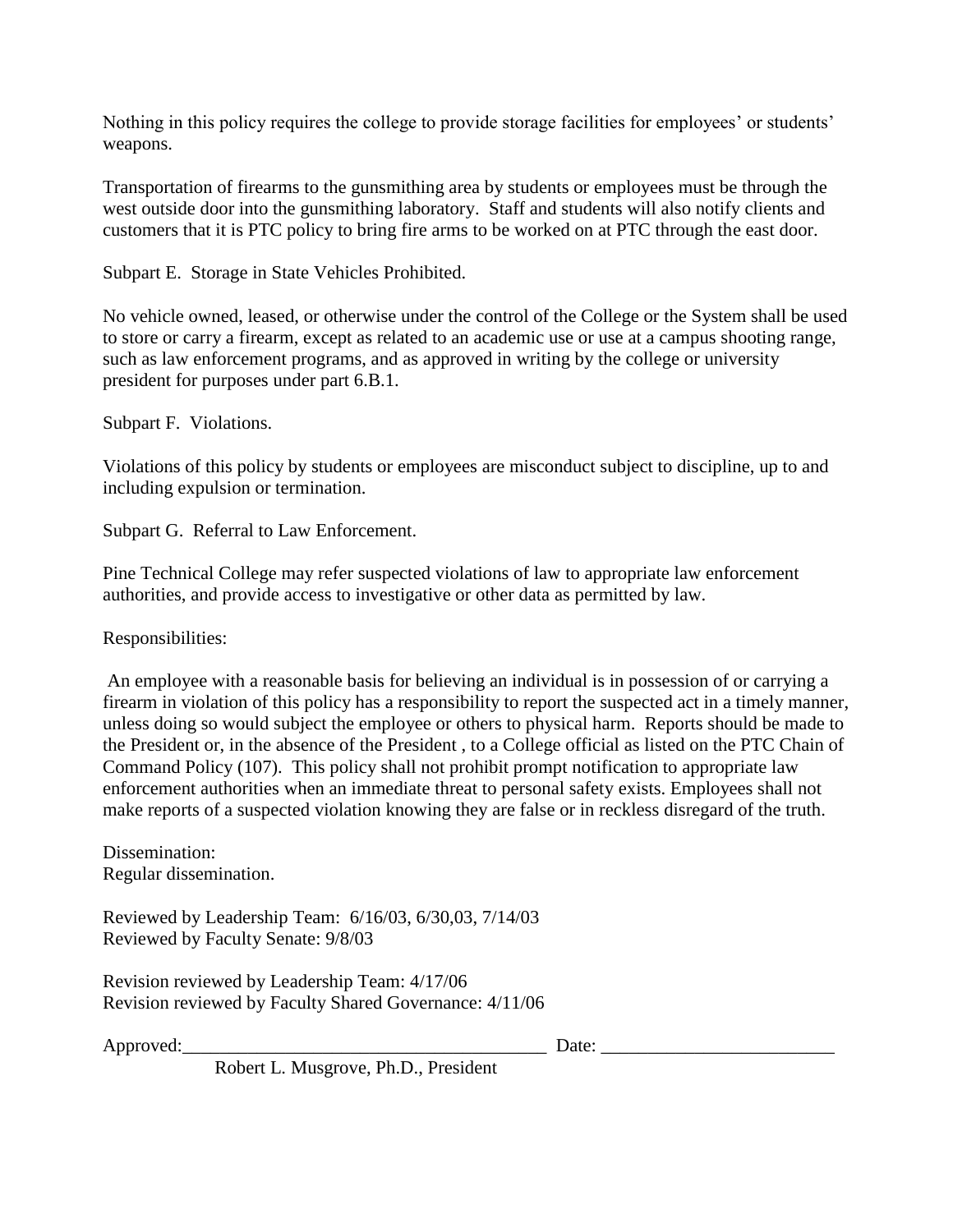Nothing in this policy requires the college to provide storage facilities for employees' or students' weapons.

Transportation of firearms to the gunsmithing area by students or employees must be through the west outside door into the gunsmithing laboratory. Staff and students will also notify clients and customers that it is PTC policy to bring fire arms to be worked on at PTC through the east door.

Subpart E. Storage in State Vehicles Prohibited.

No vehicle owned, leased, or otherwise under the control of the College or the System shall be used to store or carry a firearm, except as related to an academic use or use at a campus shooting range, such as law enforcement programs, and as approved in writing by the college or university president for purposes under part 6.B.1.

Subpart F. Violations.

Violations of this policy by students or employees are misconduct subject to discipline, up to and including expulsion or termination.

Subpart G. Referral to Law Enforcement.

Pine Technical College may refer suspected violations of law to appropriate law enforcement authorities, and provide access to investigative or other data as permitted by law.

Responsibilities:

An employee with a reasonable basis for believing an individual is in possession of or carrying a firearm in violation of this policy has a responsibility to report the suspected act in a timely manner, unless doing so would subject the employee or others to physical harm. Reports should be made to the President or, in the absence of the President , to a College official as listed on the PTC Chain of Command Policy (107). This policy shall not prohibit prompt notification to appropriate law enforcement authorities when an immediate threat to personal safety exists. Employees shall not make reports of a suspected violation knowing they are false or in reckless disregard of the truth.

Dissemination:
Regular dissemination.

Reviewed by Leadership Team: 6/16/03, 6/30,03, 7/14/03
Reviewed by Faculty Senate: 9/8/03

Revision reviewed by Leadership Team: 4/17/06
Revision reviewed by Faculty Shared Governance: 4/11/06

Approved:_______________________________________ Date: ________________________
Robert L. Musgrove, Ph.D., President